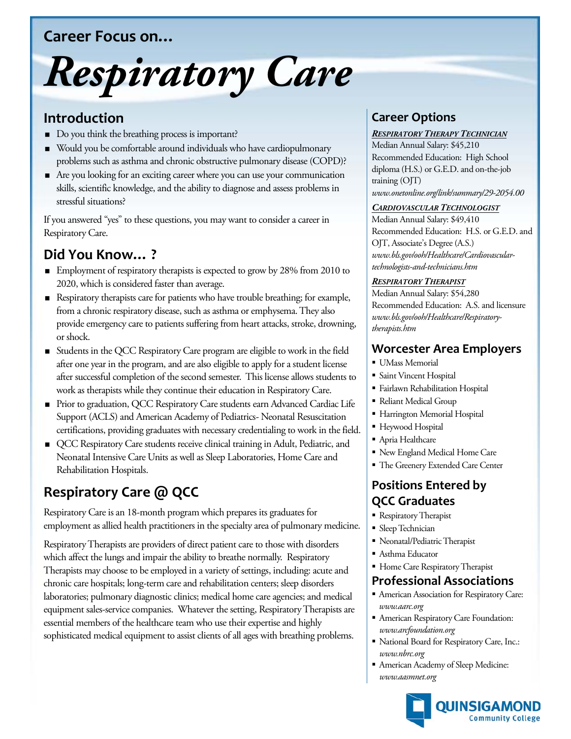Career Focus on...

# Respiratory Care

## Introduction

- Do you think the breathing process is important?
- Would you be comfortable around individuals who have cardiopulmonary problems such as asthma and chronic obstructive pulmonary disease (COPD)?
- Are you looking for an exciting career where you can use your communication skills, scientific knowledge, and the ability to diagnose and assess problems in stressful situations?

If you answered "yes" to these questions, you may want to consider a career in Respiratory Care.

## Did You Know... ?

- Employment of respiratory therapists is expected to grow by 28% from 2010 to 2020, which is considered faster than average.
- Respiratory therapists care for patients who have trouble breathing; for example, from a chronic respiratory disease, such as asthma or emphysema. They also provide emergency care to patients suffering from heart attacks, stroke, drowning, or shock.
- Students in the QCC Respiratory Care program are eligible to work in the field after one year in the program, and are also eligible to apply for a student license after successful completion of the second semester. This license allows students to work as therapists while they continue their education in Respiratory Care.
- Prior to graduation, QCC Respiratory Care students earn Advanced Cardiac Life Support (ACLS) and American Academy of Pediatrics- Neonatal Resuscitation certifications, providing graduates with necessary credentialing to work in the field.
- QCC Respiratory Care students receive clinical training in Adult, Pediatric, and Neonatal Intensive Care Units as well as Sleep Laboratories, Home Care and Rehabilitation Hospitals.

## Respiratory Care @ QCC

Respiratory Care is an 18-month program which prepares its graduates for employment as allied health practitioners in the specialty area of pulmonary medicine.

Respiratory Therapists are providers of direct patient care to those with disorders which affect the lungs and impair the ability to breathe normally. Respiratory Therapists may choose to be employed in a variety of settings, including: acute and chronic care hospitals; long-term care and rehabilitation centers; sleep disorders laboratories; pulmonary diagnostic clinics; medical home care agencies; and medical equipment sales-service companies. Whatever the setting, Respiratory Therapists are essential members of the healthcare team who use their expertise and highly sophisticated medical equipment to assist clients of all ages with breathing problems.

## Career Options

***Respiratory Therapy Technician***

Median Annual Salary: $45,210
Recommended Education: High School diploma (H.S.) or G.E.D. and on-the-job training (OJT)
*www.onetonline.org/link/summary/29-2054.00*

***Cardiovascular Technologist***

Median Annual Salary: $49,410
Recommended Education: H.S. or G.E.D. and OJT, Associate's Degree (A.S.)
*www.bls.gov/ooh/Healthcare/Cardiovascular-technologists-and-technicians.htm*

***Respiratory Therapist***

Median Annual Salary: $54,280
Recommended Education: A.S. and licensure
*www.bls.gov/ooh/Healthcare/Respiratory-therapists.htm*

## Worcester Area Employers

- UMass Memorial
- Saint Vincent Hospital
- Fairlawn Rehabilitation Hospital
- Reliant Medical Group
- Harrington Memorial Hospital
- Heywood Hospital
- Apria Healthcare
- New England Medical Home Care
- The Greenery Extended Care Center

## Positions Entered by QCC Graduates

- Respiratory Therapist
- Sleep Technician
- Neonatal/Pediatric Therapist
- Asthma Educator
- Home Care Respiratory Therapist

## Professional Associations

- American Association for Respiratory Care: *www.aarc.org*
- American Respiratory Care Foundation: *www.arcfoundation.org*
- National Board for Respiratory Care, Inc.: *www.nbrc.org*
- American Academy of Sleep Medicine: *www.aasmnet.org*

QUINSIGAMOND Community College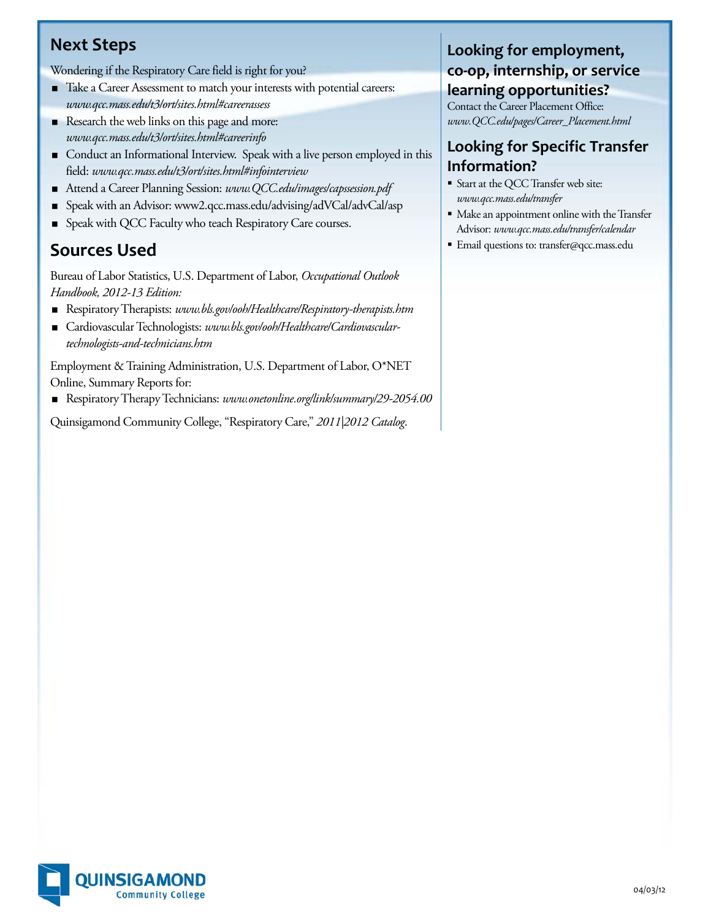## Next Steps

Wondering if the Respiratory Care field is right for you?

- Take a Career Assessment to match your interests with potential careers: *www.qcc.mass.edu/t3/ort/sites.html#careerassess*
- Research the web links on this page and more: *www.qcc.mass.edu/t3/ort/sites.html#careerinfo*
- Conduct an Informational Interview. Speak with a live person employed in this field: *www.qcc.mass.edu/t3/ort/sites.html#infointerview*
- Attend a Career Planning Session: *www.QCC.edu/images/capssession.pdf*
- Speak with an Advisor: www2.qcc.mass.edu/advising/adVCal/advCal/asp
- Speak with QCC Faculty who teach Respiratory Care courses.

## Sources Used

Bureau of Labor Statistics, U.S. Department of Labor, *Occupational Outlook Handbook, 2012-13 Edition:*

- Respiratory Therapists: *www.bls.gov/ooh/Healthcare/Respiratory-therapists.htm*
- Cardiovascular Technologists: *www.bls.gov/ooh/Healthcare/Cardiovascular-technologists-and-technicians.htm*

Employment & Training Administration, U.S. Department of Labor, O*NET Online, Summary Reports for:

- Respiratory Therapy Technicians: *www.onetonline.org/link/summary/29-2054.00*

Quinsigamond Community College, "Respiratory Care," *2011|2012 Catalog*.

## Looking for employment, co-op, internship, or service learning opportunities?

Contact the Career Placement Office: *www.QCC.edu/pages/Career_Placement.html*

## Looking for Specific Transfer Information?

- Start at the QCC Transfer web site: *www.qcc.mass.edu/transfer*
- Make an appointment online with the Transfer Advisor: *www.qcc.mass.edu/transfer/calendar*
- Email questions to: transfer@qcc.mass.edu

QUINSIGAMOND Community College

04/03/12